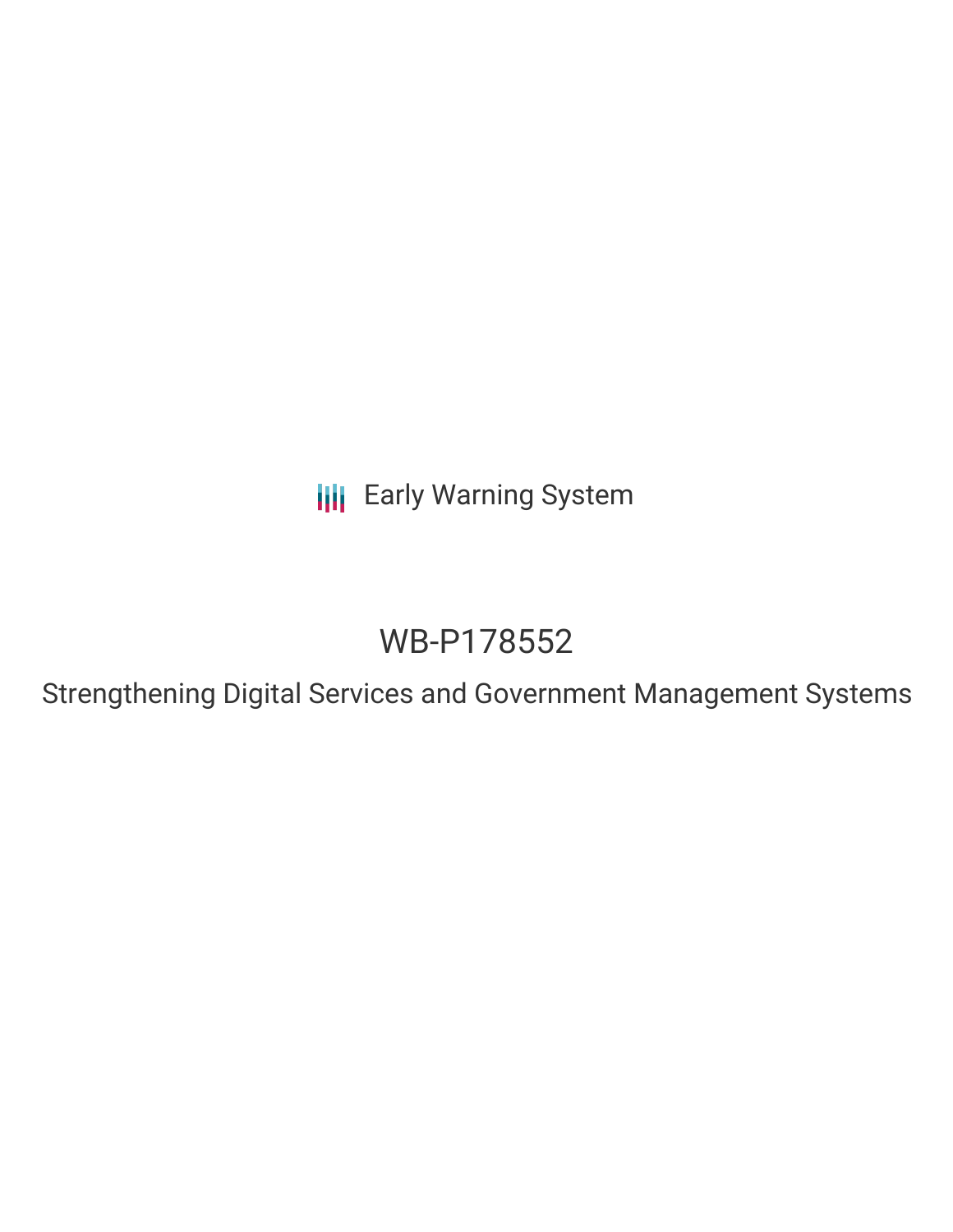Early Warning System

# WB-P178552

## Strengthening Digital Services and Government Management Systems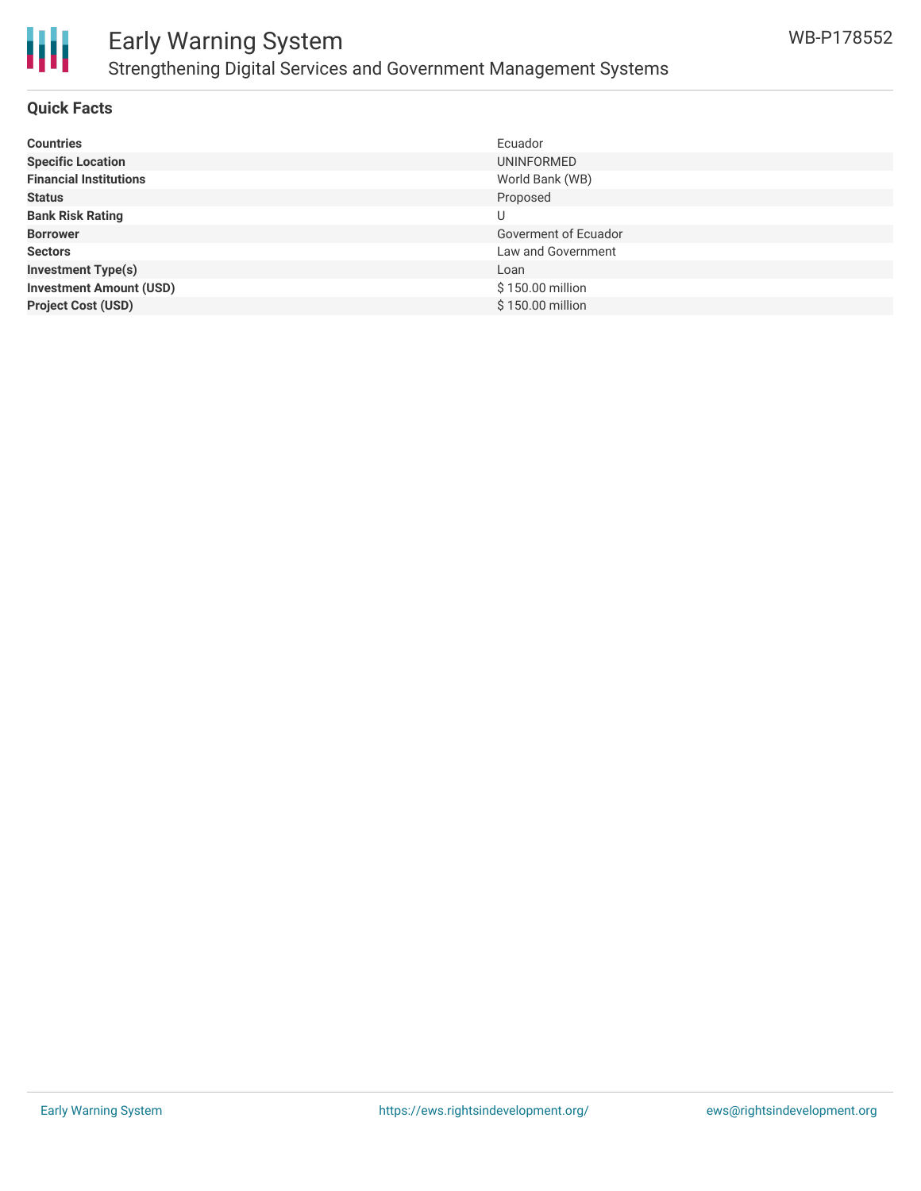# Early Warning System

## Strengthening Digital Services and Government Management Systems

WB-P178552

### Quick Facts

| | |
|---|---|
| **Countries** | Ecuador |
| **Specific Location** | UNINFORMED |
| **Financial Institutions** | World Bank (WB) |
| **Status** | Proposed |
| **Bank Risk Rating** | U |
| **Borrower** | Goverment of Ecuador |
| **Sectors** | Law and Government |
| **Investment Type(s)** | Loan |
| **Investment Amount (USD)** | $ 150.00 million |
| **Project Cost (USD)** | $ 150.00 million |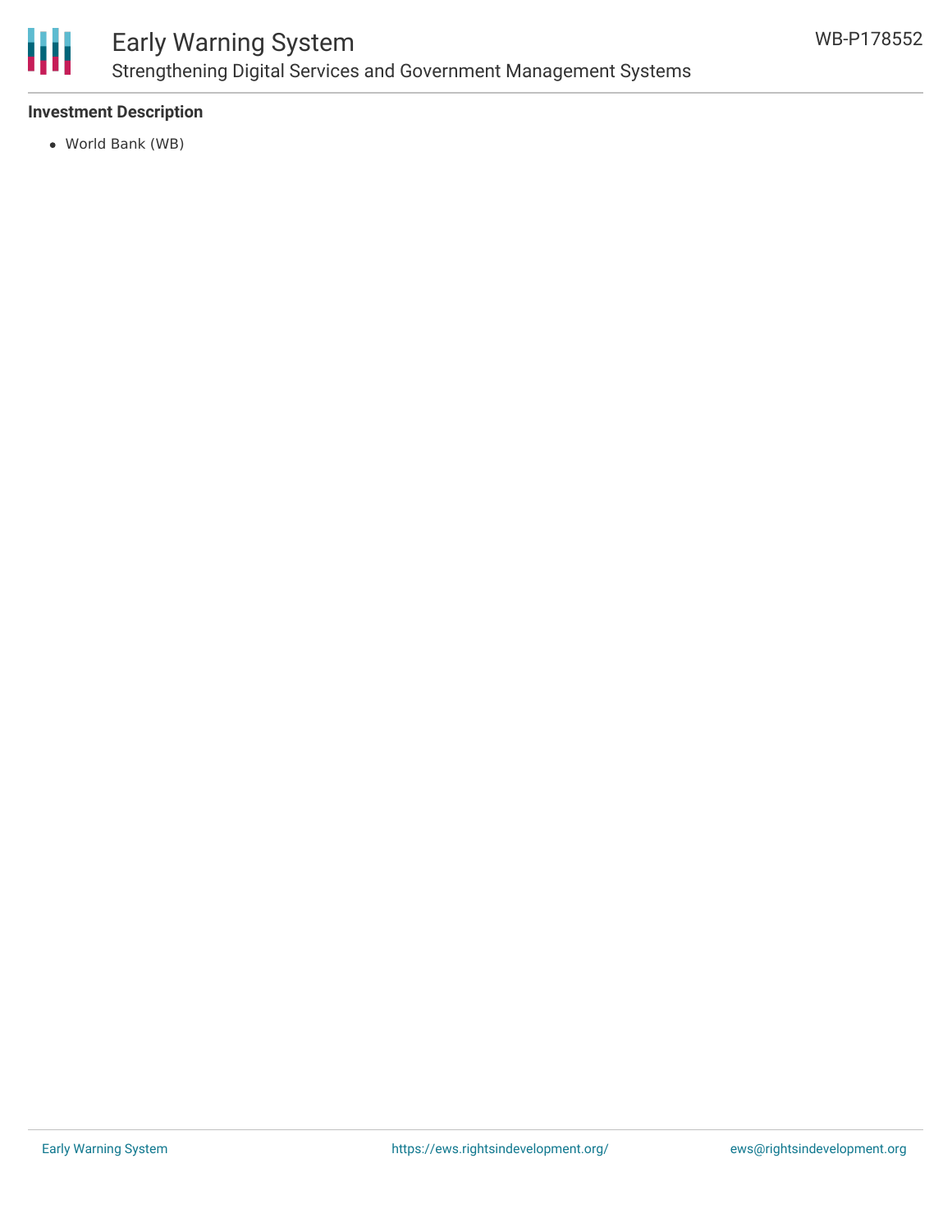## Investment Description

- World Bank (WB)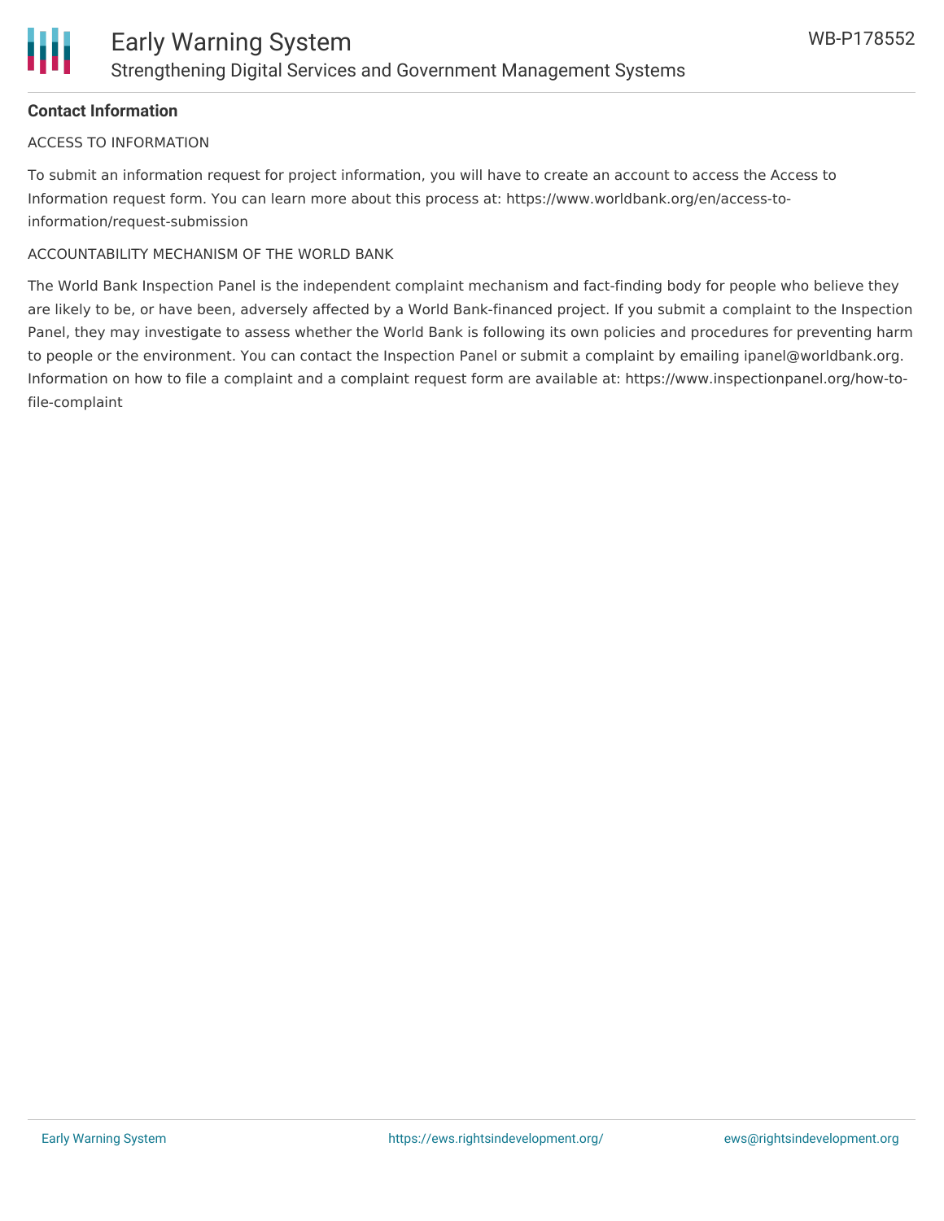## Contact Information

ACCESS TO INFORMATION

To submit an information request for project information, you will have to create an account to access the Access to Information request form. You can learn more about this process at: https://www.worldbank.org/en/access-to-information/request-submission

ACCOUNTABILITY MECHANISM OF THE WORLD BANK

The World Bank Inspection Panel is the independent complaint mechanism and fact-finding body for people who believe they are likely to be, or have been, adversely affected by a World Bank-financed project. If you submit a complaint to the Inspection Panel, they may investigate to assess whether the World Bank is following its own policies and procedures for preventing harm to people or the environment. You can contact the Inspection Panel or submit a complaint by emailing ipanel@worldbank.org. Information on how to file a complaint and a complaint request form are available at: https://www.inspectionpanel.org/how-to-file-complaint